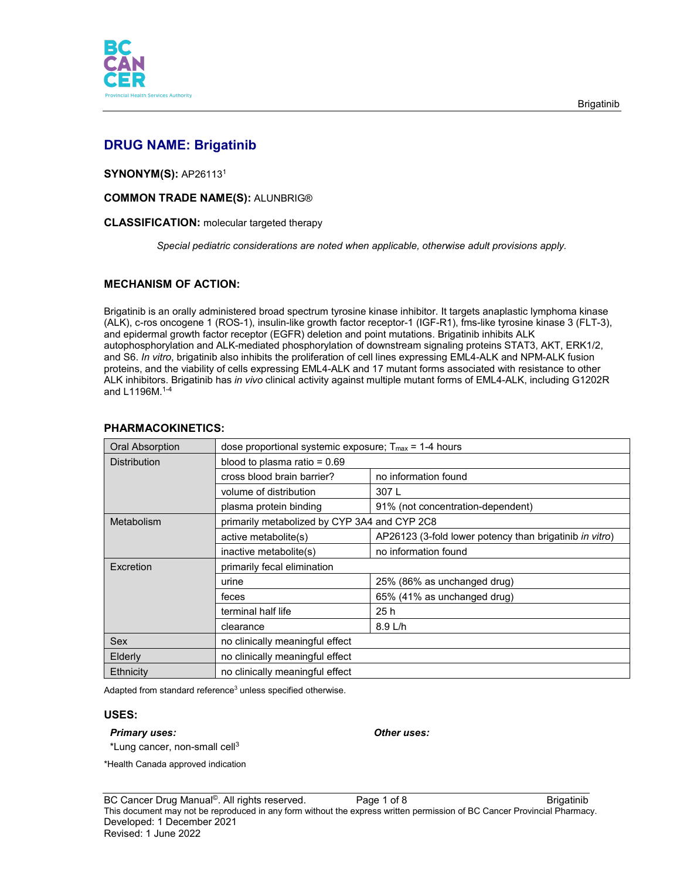# DRUG NAME: Brigatinib

**SYNONYM(S):** AP26113[1]

**COMMON TRADE NAME(S):** ALUNBRIG®

**CLASSIFICATION:** molecular targeted therapy

*Special pediatric considerations are noted when applicable, otherwise adult provisions apply.*

## MECHANISM OF ACTION:

Brigatinib is an orally administered broad spectrum tyrosine kinase inhibitor. It targets anaplastic lymphoma kinase (ALK), c-ros oncogene 1 (ROS-1), insulin-like growth factor receptor-1 (IGF-R1), fms-like tyrosine kinase 3 (FLT-3), and epidermal growth factor receptor (EGFR) deletion and point mutations. Brigatinib inhibits ALK autophosphorylation and ALK-mediated phosphorylation of downstream signaling proteins STAT3, AKT, ERK1/2, and S6. *In vitro*, brigatinib also inhibits the proliferation of cell lines expressing EML4-ALK and NPM-ALK fusion proteins, and the viability of cells expressing EML4-ALK and 17 mutant forms associated with resistance to other ALK inhibitors. Brigatinib has *in vivo* clinical activity against multiple mutant forms of EML4-ALK, including G1202R and L1196M.[1-4]

## PHARMACOKINETICS:

| | | |
|---|---|---|
| Oral Absorption | dose proportional systemic exposure; $T_{max}$ = 1-4 hours | |
| Distribution | blood to plasma ratio = 0.69 | |
| | cross blood brain barrier? | no information found |
| | volume of distribution | 307 L |
| | plasma protein binding | 91% (not concentration-dependent) |
| Metabolism | primarily metabolized by CYP 3A4 and CYP 2C8 | |
| | active metabolite(s) | AP26123 (3-fold lower potency than brigatinib *in vitro*) |
| | inactive metabolite(s) | no information found |
| Excretion | primarily fecal elimination | |
| | urine | 25% (86% as unchanged drug) |
| | feces | 65% (41% as unchanged drug) |
| | terminal half life | 25 h |
| | clearance | 8.9 L/h |
| Sex | no clinically meaningful effect | |
| Elderly | no clinically meaningful effect | |
| Ethnicity | no clinically meaningful effect | |

Adapted from standard reference[3] unless specified otherwise.

## USES:

***Primary uses:***

*Lung cancer, non-small cell[3]

***Other uses:***

*Health Canada approved indication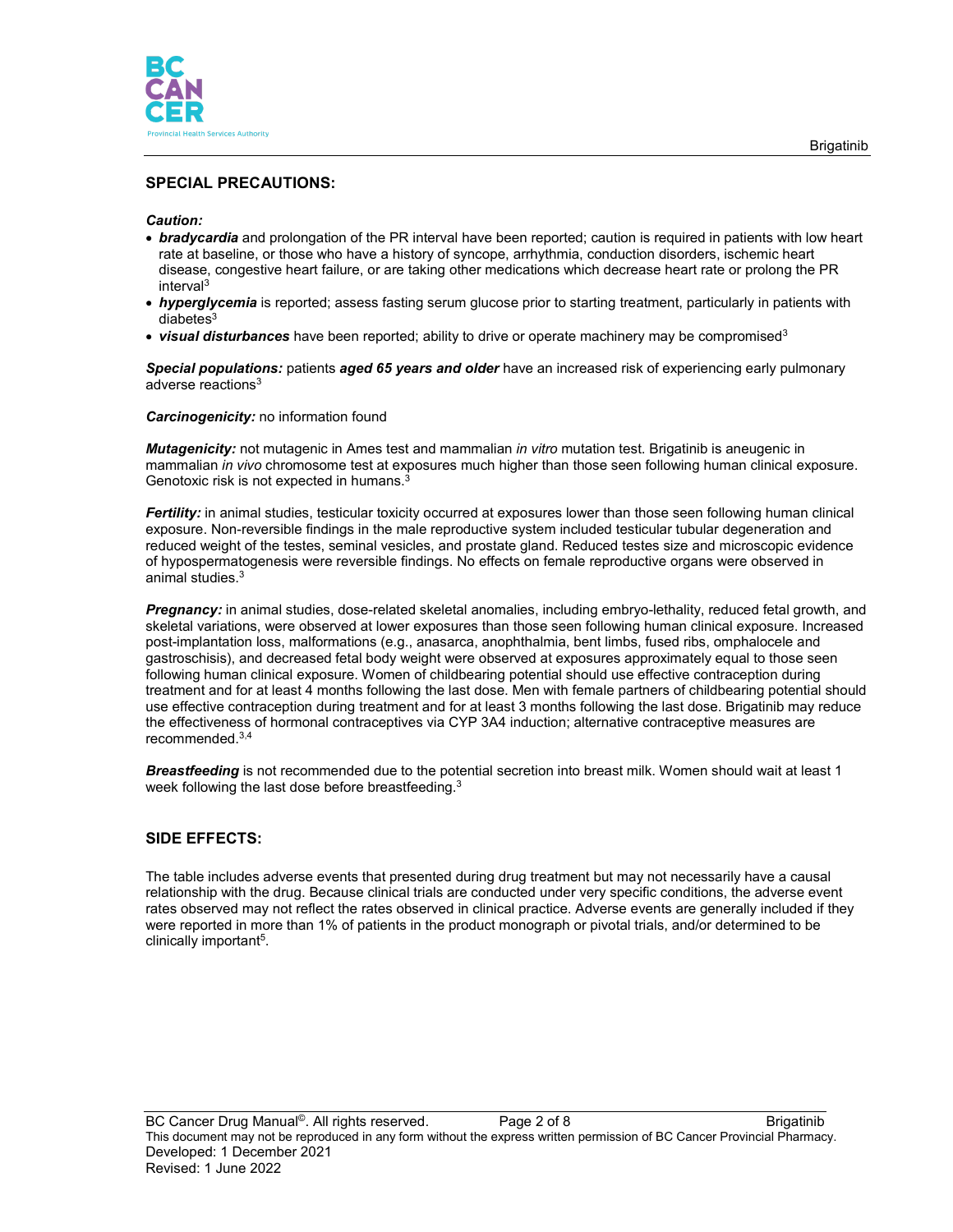## SPECIAL PRECAUTIONS:

***Caution:***

- ***bradycardia*** and prolongation of the PR interval have been reported; caution is required in patients with low heart rate at baseline, or those who have a history of syncope, arrhythmia, conduction disorders, ischemic heart disease, congestive heart failure, or are taking other medications which decrease heart rate or prolong the PR interval[3]
- ***hyperglycemia*** is reported; assess fasting serum glucose prior to starting treatment, particularly in patients with diabetes[3]
- ***visual disturbances*** have been reported; ability to drive or operate machinery may be compromised[3]

***Special populations:*** patients ***aged 65 years and older*** have an increased risk of experiencing early pulmonary adverse reactions[3]

***Carcinogenicity:*** no information found

***Mutagenicity:*** not mutagenic in Ames test and mammalian *in vitro* mutation test. Brigatinib is aneugenic in mammalian *in vivo* chromosome test at exposures much higher than those seen following human clinical exposure. Genotoxic risk is not expected in humans.[3]

***Fertility:*** in animal studies, testicular toxicity occurred at exposures lower than those seen following human clinical exposure. Non-reversible findings in the male reproductive system included testicular tubular degeneration and reduced weight of the testes, seminal vesicles, and prostate gland. Reduced testes size and microscopic evidence of hypospermatogenesis were reversible findings. No effects on female reproductive organs were observed in animal studies.[3]

***Pregnancy:*** in animal studies, dose-related skeletal anomalies, including embryo-lethality, reduced fetal growth, and skeletal variations, were observed at lower exposures than those seen following human clinical exposure. Increased post-implantation loss, malformations (e.g., anasarca, anophthalmia, bent limbs, fused ribs, omphalocele and gastroschisis), and decreased fetal body weight were observed at exposures approximately equal to those seen following human clinical exposure. Women of childbearing potential should use effective contraception during treatment and for at least 4 months following the last dose. Men with female partners of childbearing potential should use effective contraception during treatment and for at least 3 months following the last dose. Brigatinib may reduce the effectiveness of hormonal contraceptives via CYP 3A4 induction; alternative contraceptive measures are recommended.[3,4]

***Breastfeeding*** is not recommended due to the potential secretion into breast milk. Women should wait at least 1 week following the last dose before breastfeeding.[3]

## SIDE EFFECTS:

The table includes adverse events that presented during drug treatment but may not necessarily have a causal relationship with the drug. Because clinical trials are conducted under very specific conditions, the adverse event rates observed may not reflect the rates observed in clinical practice. Adverse events are generally included if they were reported in more than 1% of patients in the product monograph or pivotal trials, and/or determined to be clinically important[5].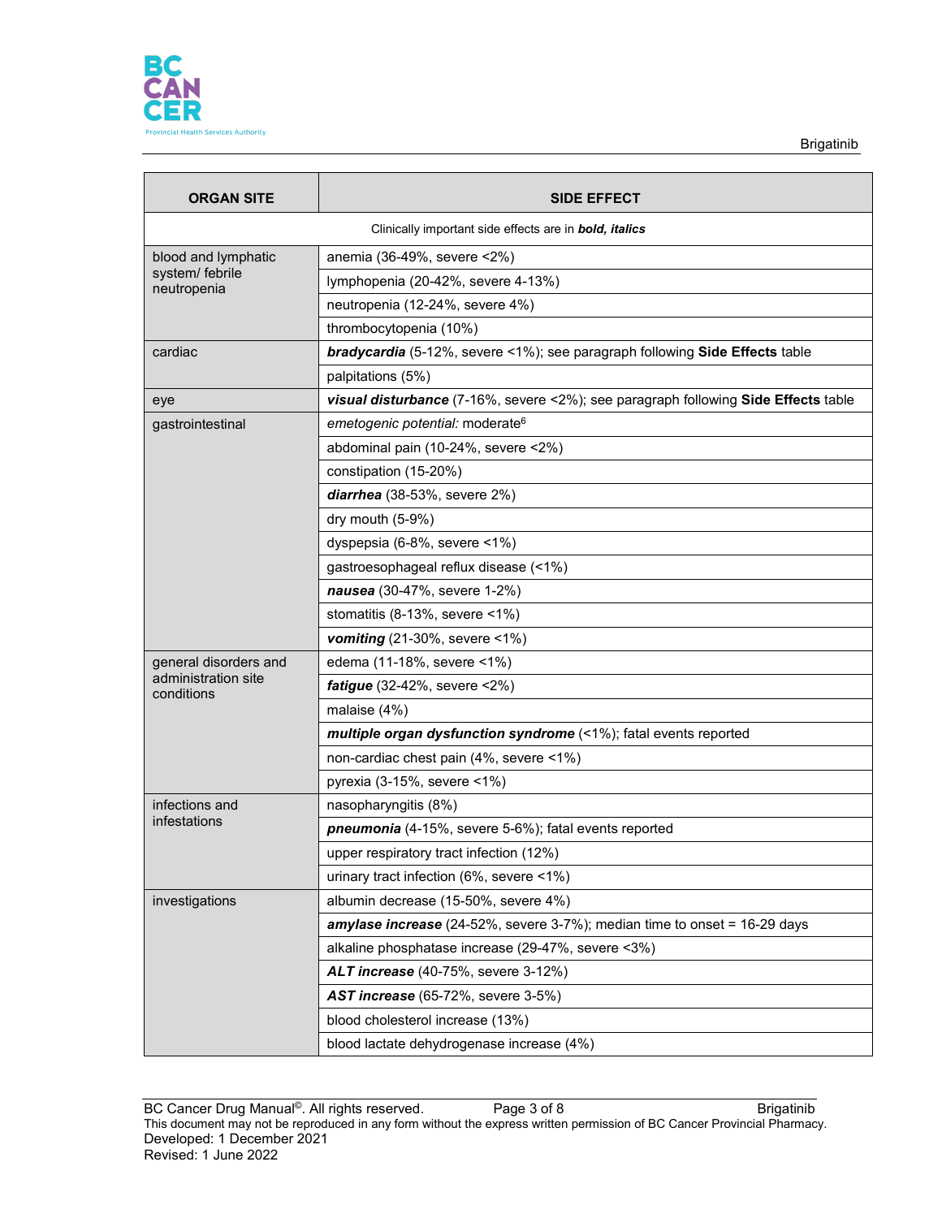| ORGAN SITE | SIDE EFFECT |
| --- | --- |
| Clinically important side effects are in ***bold, italics*** | |
| blood and lymphatic system/ febrile neutropenia | anemia (36-49%, severe <2%) |
| | lymphopenia (20-42%, severe 4-13%) |
| | neutropenia (12-24%, severe 4%) |
| | thrombocytopenia (10%) |
| cardiac | ***bradycardia*** (5-12%, severe <1%); see paragraph following **Side Effects** table |
| | palpitations (5%) |
| eye | ***visual disturbance*** (7-16%, severe <2%); see paragraph following **Side Effects** table |
| gastrointestinal | *emetogenic potential:* moderate[6] |
| | abdominal pain (10-24%, severe <2%) |
| | constipation (15-20%) |
| | ***diarrhea*** (38-53%, severe 2%) |
| | dry mouth (5-9%) |
| | dyspepsia (6-8%, severe <1%) |
| | gastroesophageal reflux disease (<1%) |
| | ***nausea*** (30-47%, severe 1-2%) |
| | stomatitis (8-13%, severe <1%) |
| | ***vomiting*** (21-30%, severe <1%) |
| general disorders and administration site conditions | edema (11-18%, severe <1%) |
| | ***fatigue*** (32-42%, severe <2%) |
| | malaise (4%) |
| | ***multiple organ dysfunction syndrome*** (<1%); fatal events reported |
| | non-cardiac chest pain (4%, severe <1%) |
| | pyrexia (3-15%, severe <1%) |
| infections and infestations | nasopharyngitis (8%) |
| | ***pneumonia*** (4-15%, severe 5-6%); fatal events reported |
| | upper respiratory tract infection (12%) |
| | urinary tract infection (6%, severe <1%) |
| investigations | albumin decrease (15-50%, severe 4%) |
| | ***amylase increase*** (24-52%, severe 3-7%); median time to onset = 16-29 days |
| | alkaline phosphatase increase (29-47%, severe <3%) |
| | ***ALT increase*** (40-75%, severe 3-12%) |
| | ***AST increase*** (65-72%, severe 3-5%) |
| | blood cholesterol increase (13%) |
| | blood lactate dehydrogenase increase (4%) |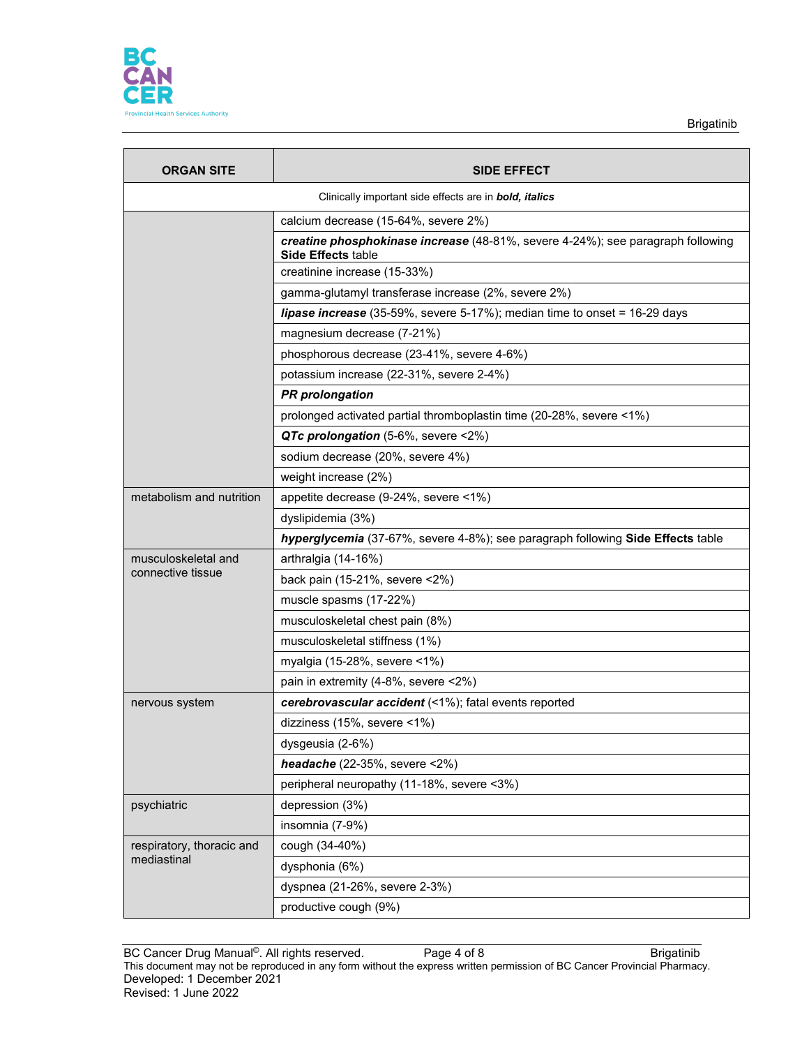| ORGAN SITE | SIDE EFFECT |
| --- | --- |
| Clinically important side effects are in ***bold, italics*** | |
| | calcium decrease (15-64%, severe 2%) |
| | ***creatine phosphokinase increase*** (48-81%, severe 4-24%); see paragraph following **Side Effects** table |
| | creatinine increase (15-33%) |
| | gamma-glutamyl transferase increase (2%, severe 2%) |
| | ***lipase increase*** (35-59%, severe 5-17%); median time to onset = 16-29 days |
| | magnesium decrease (7-21%) |
| | phosphorous decrease (23-41%, severe 4-6%) |
| | potassium increase (22-31%, severe 2-4%) |
| | ***PR prolongation*** |
| | prolonged activated partial thromboplastin time (20-28%, severe <1%) |
| | ***QTc prolongation*** (5-6%, severe <2%) |
| | sodium decrease (20%, severe 4%) |
| | weight increase (2%) |
| metabolism and nutrition | appetite decrease (9-24%, severe <1%) |
| | dyslipidemia (3%) |
| | ***hyperglycemia*** (37-67%, severe 4-8%); see paragraph following **Side Effects** table |
| musculoskeletal and connective tissue | arthralgia (14-16%) |
| | back pain (15-21%, severe <2%) |
| | muscle spasms (17-22%) |
| | musculoskeletal chest pain (8%) |
| | musculoskeletal stiffness (1%) |
| | myalgia (15-28%, severe <1%) |
| | pain in extremity (4-8%, severe <2%) |
| nervous system | ***cerebrovascular accident*** (<1%); fatal events reported |
| | dizziness (15%, severe <1%) |
| | dysgeusia (2-6%) |
| | ***headache*** (22-35%, severe <2%) |
| | peripheral neuropathy (11-18%, severe <3%) |
| psychiatric | depression (3%) |
| | insomnia (7-9%) |
| respiratory, thoracic and mediastinal | cough (34-40%) |
| | dysphonia (6%) |
| | dyspnea (21-26%, severe 2-3%) |
| | productive cough (9%) |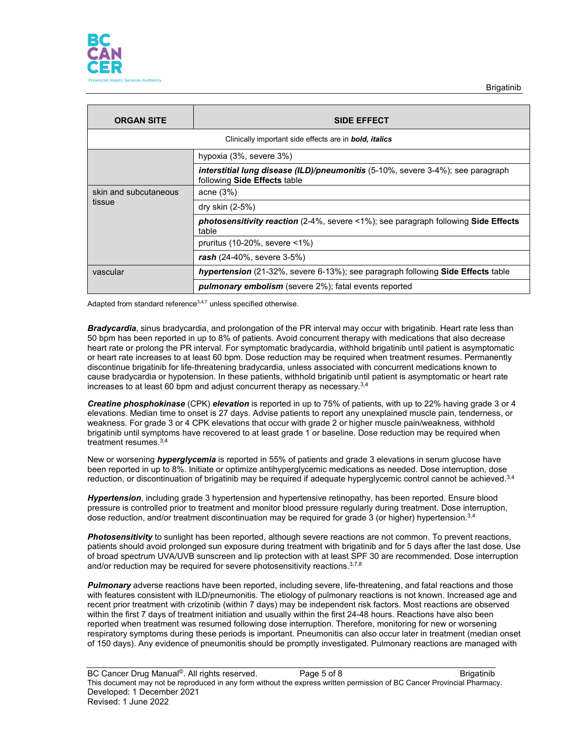| ORGAN SITE | SIDE EFFECT |
|---|---|
| Clinically important side effects are in ***bold, italics*** | |
| | hypoxia (3%, severe 3%) |
| | ***interstitial lung disease (ILD)/pneumonitis*** (5-10%, severe 3-4%); see paragraph following **Side Effects** table |
| skin and subcutaneous tissue | acne (3%) |
| | dry skin (2-5%) |
| | ***photosensitivity reaction*** (2-4%, severe <1%); see paragraph following **Side Effects** table |
| | pruritus (10-20%, severe <1%) |
| | ***rash*** (24-40%, severe 3-5%) |
| vascular | ***hypertension*** (21-32%, severe 6-13%); see paragraph following **Side Effects** table |
| | ***pulmonary embolism*** (severe 2%); fatal events reported |

Adapted from standard reference[3,4,7] unless specified otherwise.

***Bradycardia***, sinus bradycardia, and prolongation of the PR interval may occur with brigatinib. Heart rate less than 50 bpm has been reported in up to 8% of patients. Avoid concurrent therapy with medications that also decrease heart rate or prolong the PR interval. For symptomatic bradycardia, withhold brigatinib until patient is asymptomatic or heart rate increases to at least 60 bpm. Dose reduction may be required when treatment resumes. Permanently discontinue brigatinib for life-threatening bradycardia, unless associated with concurrent medications known to cause bradycardia or hypotension. In these patients, withhold brigatinib until patient is asymptomatic or heart rate increases to at least 60 bpm and adjust concurrent therapy as necessary.[3,4]

***Creatine phosphokinase*** (CPK) ***elevation*** is reported in up to 75% of patients, with up to 22% having grade 3 or 4 elevations. Median time to onset is 27 days. Advise patients to report any unexplained muscle pain, tenderness, or weakness. For grade 3 or 4 CPK elevations that occur with grade 2 or higher muscle pain/weakness, withhold brigatinib until symptoms have recovered to at least grade 1 or baseline. Dose reduction may be required when treatment resumes.[3,4]

New or worsening ***hyperglycemia*** is reported in 55% of patients and grade 3 elevations in serum glucose have been reported in up to 8%. Initiate or optimize antihyperglycemic medications as needed. Dose interruption, dose reduction, or discontinuation of brigatinib may be required if adequate hyperglycemic control cannot be achieved.[3,4]

***Hypertension***, including grade 3 hypertension and hypertensive retinopathy, has been reported. Ensure blood pressure is controlled prior to treatment and monitor blood pressure regularly during treatment. Dose interruption, dose reduction, and/or treatment discontinuation may be required for grade 3 (or higher) hypertension.[3,4]

***Photosensitivity*** to sunlight has been reported, although severe reactions are not common. To prevent reactions, patients should avoid prolonged sun exposure during treatment with brigatinib and for 5 days after the last dose. Use of broad spectrum UVA/UVB sunscreen and lip protection with at least SPF 30 are recommended. Dose interruption and/or reduction may be required for severe photosensitivity reactions.[3,7,8]

***Pulmonary*** adverse reactions have been reported, including severe, life-threatening, and fatal reactions and those with features consistent with ILD/pneumonitis. The etiology of pulmonary reactions is not known. Increased age and recent prior treatment with crizotinib (within 7 days) may be independent risk factors. Most reactions are observed within the first 7 days of treatment initiation and usually within the first 24-48 hours. Reactions have also been reported when treatment was resumed following dose interruption. Therefore, monitoring for new or worsening respiratory symptoms during these periods is important. Pneumonitis can also occur later in treatment (median onset of 150 days). Any evidence of pneumonitis should be promptly investigated. Pulmonary reactions are managed with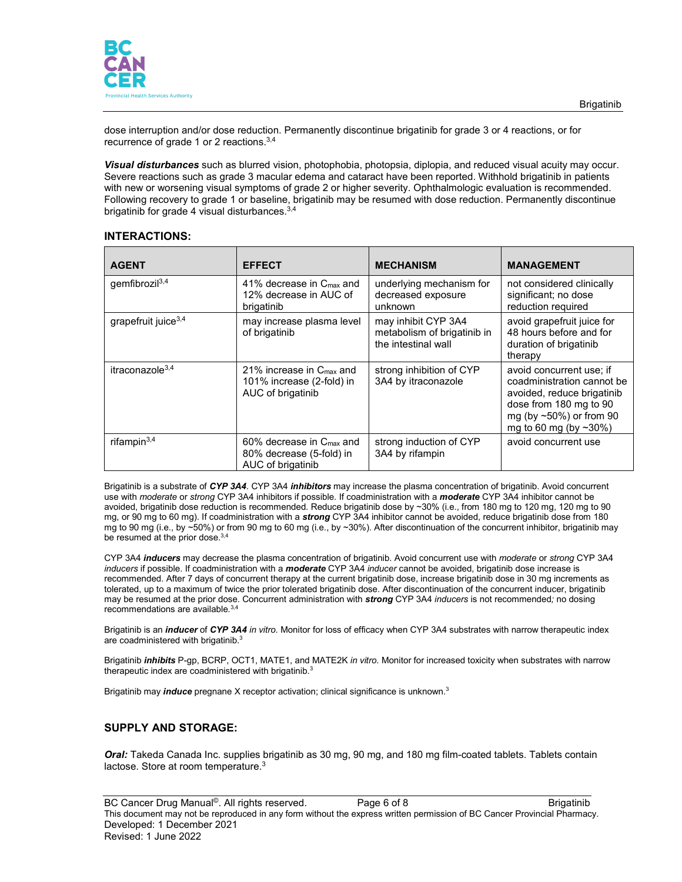dose interruption and/or dose reduction. Permanently discontinue brigatinib for grade 3 or 4 reactions, or for recurrence of grade 1 or 2 reactions.[3,4]

***Visual disturbances*** such as blurred vision, photophobia, photopsia, diplopia, and reduced visual acuity may occur. Severe reactions such as grade 3 macular edema and cataract have been reported. Withhold brigatinib in patients with new or worsening visual symptoms of grade 2 or higher severity. Ophthalmologic evaluation is recommended. Following recovery to grade 1 or baseline, brigatinib may be resumed with dose reduction. Permanently discontinue brigatinib for grade 4 visual disturbances.[3,4]

## INTERACTIONS:

| AGENT | EFFECT | MECHANISM | MANAGEMENT |
|---|---|---|---|
| gemfibrozil[3,4] | 41% decrease in $C_{max}$ and 12% decrease in AUC of brigatinib | underlying mechanism for decreased exposure unknown | not considered clinically significant; no dose reduction required |
| grapefruit juice[3,4] | may increase plasma level of brigatinib | may inhibit CYP 3A4 metabolism of brigatinib in the intestinal wall | avoid grapefruit juice for 48 hours before and for duration of brigatinib therapy |
| itraconazole[3,4] | 21% increase in $C_{max}$ and 101% increase (2-fold) in AUC of brigatinib | strong inhibition of CYP 3A4 by itraconazole | avoid concurrent use; if coadministration cannot be avoided, reduce brigatinib dose from 180 mg to 90 mg (by ~50%) or from 90 mg to 60 mg (by ~30%) |
| rifampin[3,4] | 60% decrease in $C_{max}$ and 80% decrease (5-fold) in AUC of brigatinib | strong induction of CYP 3A4 by rifampin | avoid concurrent use |

Brigatinib is a substrate of ***CYP 3A4***. CYP 3A4 ***inhibitors*** may increase the plasma concentration of brigatinib. Avoid concurrent use with *moderate* or *strong* CYP 3A4 inhibitors if possible. If coadministration with a ***moderate*** CYP 3A4 inhibitor cannot be avoided, brigatinib dose reduction is recommended. Reduce brigatinib dose by ~30% (i.e., from 180 mg to 120 mg, 120 mg to 90 mg, or 90 mg to 60 mg). If coadministration with a ***strong*** CYP 3A4 inhibitor cannot be avoided, reduce brigatinib dose from 180 mg to 90 mg (i.e., by ~50%) or from 90 mg to 60 mg (i.e., by ~30%). After discontinuation of the concurrent inhibitor, brigatinib may be resumed at the prior dose.[3,4]

CYP 3A4 ***inducers*** may decrease the plasma concentration of brigatinib. Avoid concurrent use with *moderate* or *strong* CYP 3A4 *inducers* if possible. If coadministration with a ***moderate*** CYP 3A4 *inducer* cannot be avoided, brigatinib dose increase is recommended. After 7 days of concurrent therapy at the current brigatinib dose, increase brigatinib dose in 30 mg increments as tolerated, up to a maximum of twice the prior tolerated brigatinib dose. After discontinuation of the concurrent inducer, brigatinib may be resumed at the prior dose. Concurrent administration with ***strong*** CYP 3A4 *inducers* is not recommended*;* no dosing recommendations are available.[3,4]

Brigatinib is an ***inducer*** of ***CYP 3A4*** *in vitro*. Monitor for loss of efficacy when CYP 3A4 substrates with narrow therapeutic index are coadministered with brigatinib.[3]

Brigatinib ***inhibits*** P-gp, BCRP, OCT1, MATE1, and MATE2K *in vitro*. Monitor for increased toxicity when substrates with narrow therapeutic index are coadministered with brigatinib.[3]

Brigatinib may ***induce*** pregnane X receptor activation; clinical significance is unknown.[3]

## SUPPLY AND STORAGE:

***Oral:*** Takeda Canada Inc. supplies brigatinib as 30 mg, 90 mg, and 180 mg film-coated tablets. Tablets contain lactose. Store at room temperature.[3]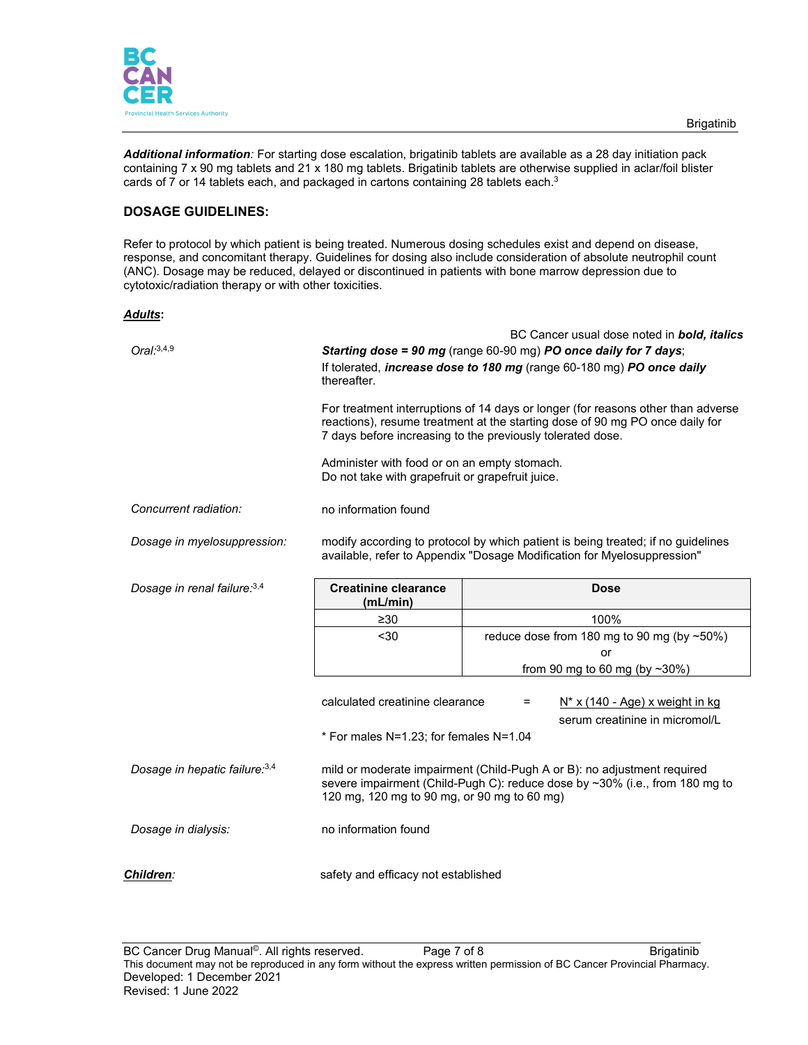***Additional information****:* For starting dose escalation, brigatinib tablets are available as a 28 day initiation pack containing 7 x 90 mg tablets and 21 x 180 mg tablets. Brigatinib tablets are otherwise supplied in aclar/foil blister cards of 7 or 14 tablets each, and packaged in cartons containing 28 tablets each.[3]

## DOSAGE GUIDELINES:

Refer to protocol by which patient is being treated. Numerous dosing schedules exist and depend on disease, response, and concomitant therapy. Guidelines for dosing also include consideration of absolute neutrophil count (ANC). Dosage may be reduced, delayed or discontinued in patients with bone marrow depression due to cytotoxic/radiation therapy or with other toxicities.

***Adults*:**

BC Cancer usual dose noted in ***bold, italics***

*Oral:*[3,4,9]

***Starting dose = 90 mg*** (range 60-90 mg) ***PO once daily for 7 days***;
If tolerated, ***increase dose to 180 mg*** (range 60-180 mg) ***PO once daily*** thereafter.

For treatment interruptions of 14 days or longer (for reasons other than adverse reactions), resume treatment at the starting dose of 90 mg PO once daily for 7 days before increasing to the previously tolerated dose.

Administer with food or on an empty stomach.
Do not take with grapefruit or grapefruit juice.

*Concurrent radiation:* no information found

*Dosage in myelosuppression:* modify according to protocol by which patient is being treated; if no guidelines available, refer to Appendix "Dosage Modification for Myelosuppression"

*Dosage in renal failure:*[3,4]

| Creatinine clearance (mL/min) | Dose |
|---|---|
| ≥30 | 100% |
| <30 | reduce dose from 180 mg to 90 mg (by ~50%) or from 90 mg to 60 mg (by ~30%) |

$$\text{calculated creatinine clearance} = \frac{N^* \times (140 - \text{Age}) \times \text{weight in kg}}{\text{serum creatinine in micromol/L}}$$

\* For males N=1.23; for females N=1.04

*Dosage in hepatic failure:*[3,4] mild or moderate impairment (Child-Pugh A or B): no adjustment required
severe impairment (Child-Pugh C): reduce dose by ~30% (i.e., from 180 mg to 120 mg, 120 mg to 90 mg, or 90 mg to 60 mg)

*Dosage in dialysis:* no information found

***Children****:* safety and efficacy not established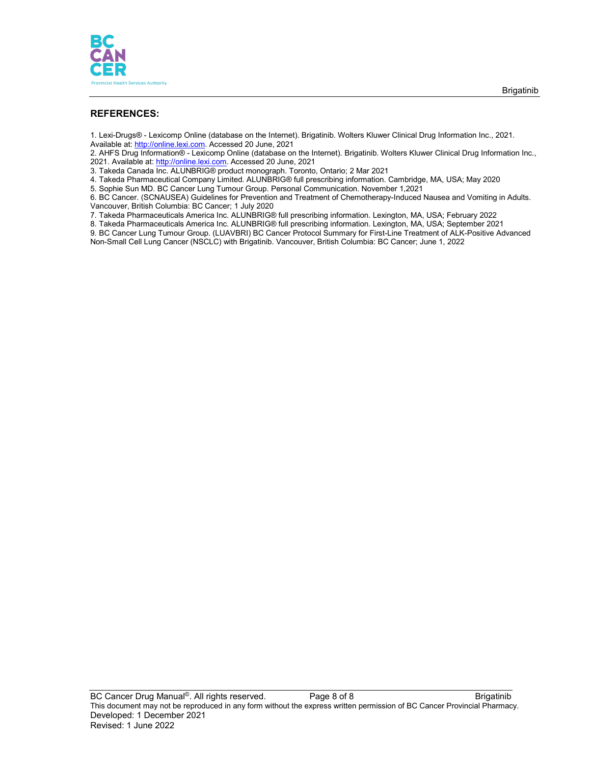## REFERENCES:

1. Lexi-Drugs® - Lexicomp Online (database on the Internet). Brigatinib. Wolters Kluwer Clinical Drug Information Inc., 2021. Available at: http://online.lexi.com. Accessed 20 June, 2021
2. AHFS Drug Information® - Lexicomp Online (database on the Internet). Brigatinib. Wolters Kluwer Clinical Drug Information Inc., 2021. Available at: http://online.lexi.com. Accessed 20 June, 2021
3. Takeda Canada Inc. ALUNBRIG® product monograph. Toronto, Ontario; 2 Mar 2021
4. Takeda Pharmaceutical Company Limited. ALUNBRIG® full prescribing information. Cambridge, MA, USA; May 2020
5. Sophie Sun MD. BC Cancer Lung Tumour Group. Personal Communication. November 1,2021
6. BC Cancer. (SCNAUSEA) Guidelines for Prevention and Treatment of Chemotherapy-Induced Nausea and Vomiting in Adults. Vancouver, British Columbia: BC Cancer; 1 July 2020
7. Takeda Pharmaceuticals America Inc. ALUNBRIG® full prescribing information. Lexington, MA, USA; February 2022
8. Takeda Pharmaceuticals America Inc. ALUNBRIG® full prescribing information. Lexington, MA, USA; September 2021
9. BC Cancer Lung Tumour Group. (LUAVBRI) BC Cancer Protocol Summary for First-Line Treatment of ALK-Positive Advanced Non-Small Cell Lung Cancer (NSCLC) with Brigatinib. Vancouver, British Columbia: BC Cancer; June 1, 2022